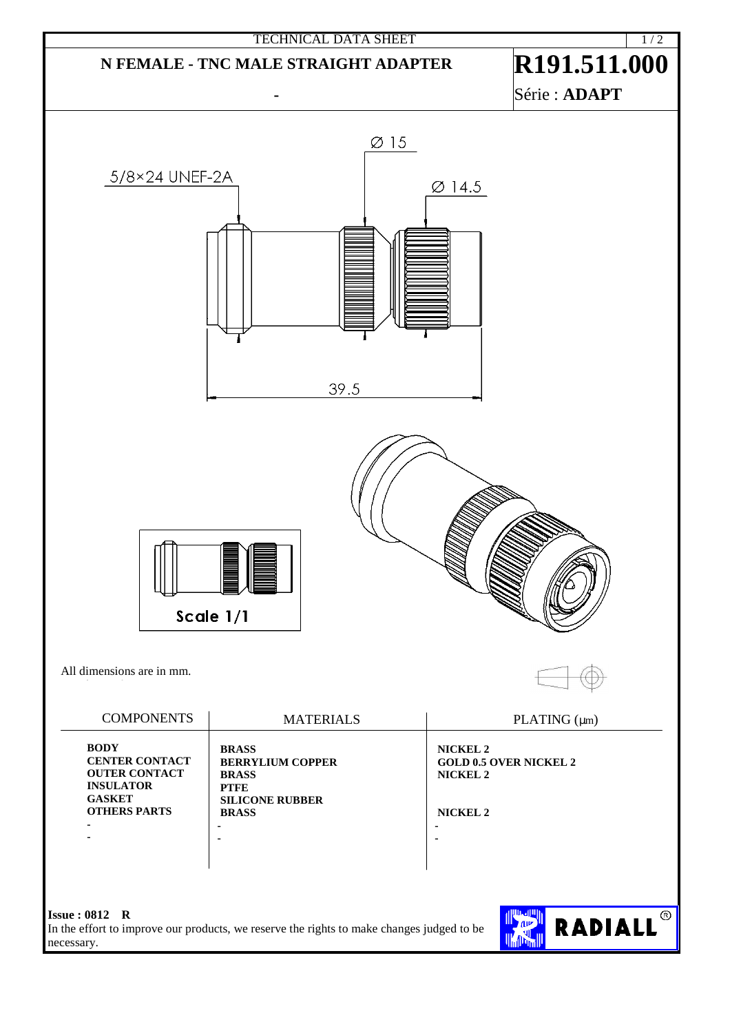TECHNICAL DATA SHEET

# N FEMALE - TNC MALE STRAIGHT ADAPTER

# R191.511.000

-

Série : **ADAPT**

5/8×24 UNEF-2A

Ø 15

Ø 14.5

39.5

Scale 1/1

All dimensions are in mm.

| COMPONENTS | MATERIALS | PLATING (µm) |
|---|---|---|
| **BODY** | **BRASS** | **NICKEL 2** |
| **CENTER CONTACT** | **BERRYLIUM COPPER** | **GOLD 0.5 OVER NICKEL 2** |
| **OUTER CONTACT** | **BRASS** | **NICKEL 2** |
| **INSULATOR** | **PTFE** | |
| **GASKET** | **SILICONE RUBBER** | |
| **OTHERS PARTS** | **BRASS** | **NICKEL 2** |
| - | - | - |
| - | - | - |

**Issue : 0812 R**

In the effort to improve our products, we reserve the rights to make changes judged to be necessary.

RADIALL®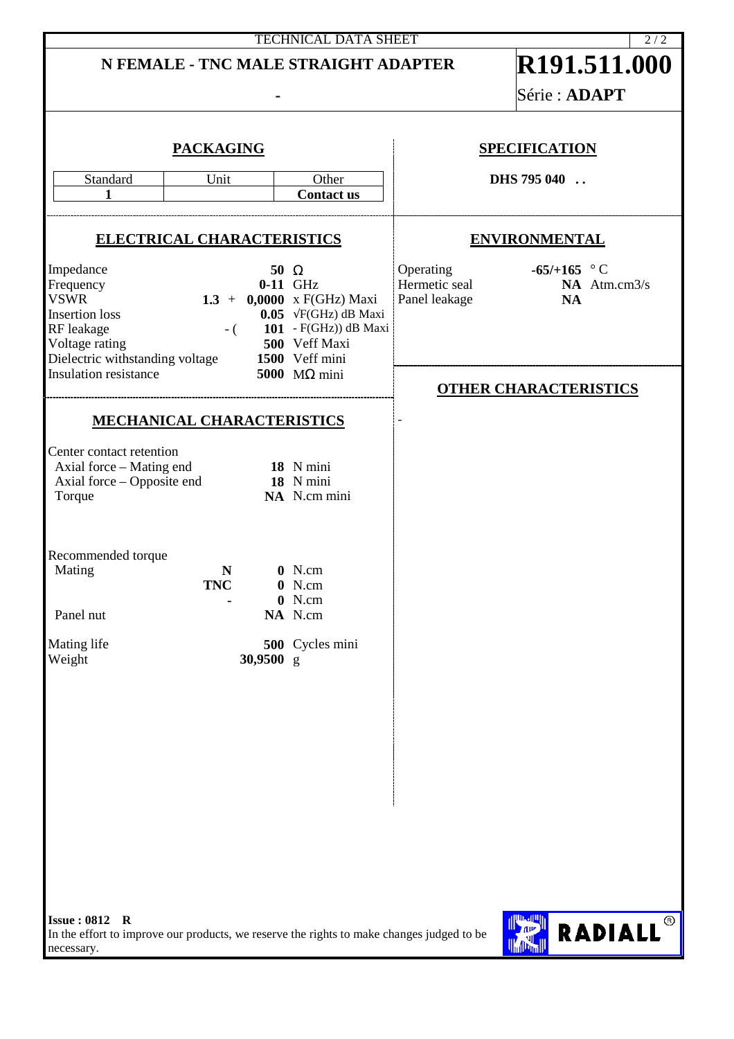TECHNICAL DATA SHEET

# N FEMALE - TNC MALE STRAIGHT ADAPTER

# R191.511.000

-

Série : **ADAPT**

## PACKAGING

| Standard | Unit | Other |
|---|---|---|
| **1** | | **Contact us** |

## SPECIFICATION

**DHS 795 040 . .**

## ELECTRICAL CHARACTERISTICS

| | | |
|---|---|---|
| Impedance | **50** | Ω |
| Frequency | **0-11** | GHz |
| VSWR | **1.3** + **0,0000** | x F(GHz) Maxi |
| Insertion loss | **0.05** | √F(GHz) dB Maxi |
| RF leakage | - ( **101** | - F(GHz)) dB Maxi |
| Voltage rating | **500** | Veff Maxi |
| Dielectric withstanding voltage | **1500** | Veff mini |
| Insulation resistance | **5000** | MΩ mini |

## ENVIRONMENTAL

| | | |
|---|---|---|
| Operating | **-65/+165** | ° C |
| Hermetic seal | **NA** | Atm.cm3/s |
| Panel leakage | **NA** | |

## MECHANICAL CHARACTERISTICS

Center contact retention

| | | |
|---|---|---|
| Axial force – Mating end | **18** | N mini |
| Axial force – Opposite end | **18** | N mini |
| Torque | **NA** | N.cm mini |

Recommended torque

| | | | |
|---|---|---|---|
| Mating | **N** | **0** | N.cm |
| | **TNC** | **0** | N.cm |
| | **-** | **0** | N.cm |
| Panel nut | | **NA** | N.cm |

| | | |
|---|---|---|
| Mating life | **500** | Cycles mini |
| Weight | **30,9500** | g |

## OTHER CHARACTERISTICS

-

**Issue : 0812 R**

In the effort to improve our products, we reserve the rights to make changes judged to be necessary.

RADIALL®